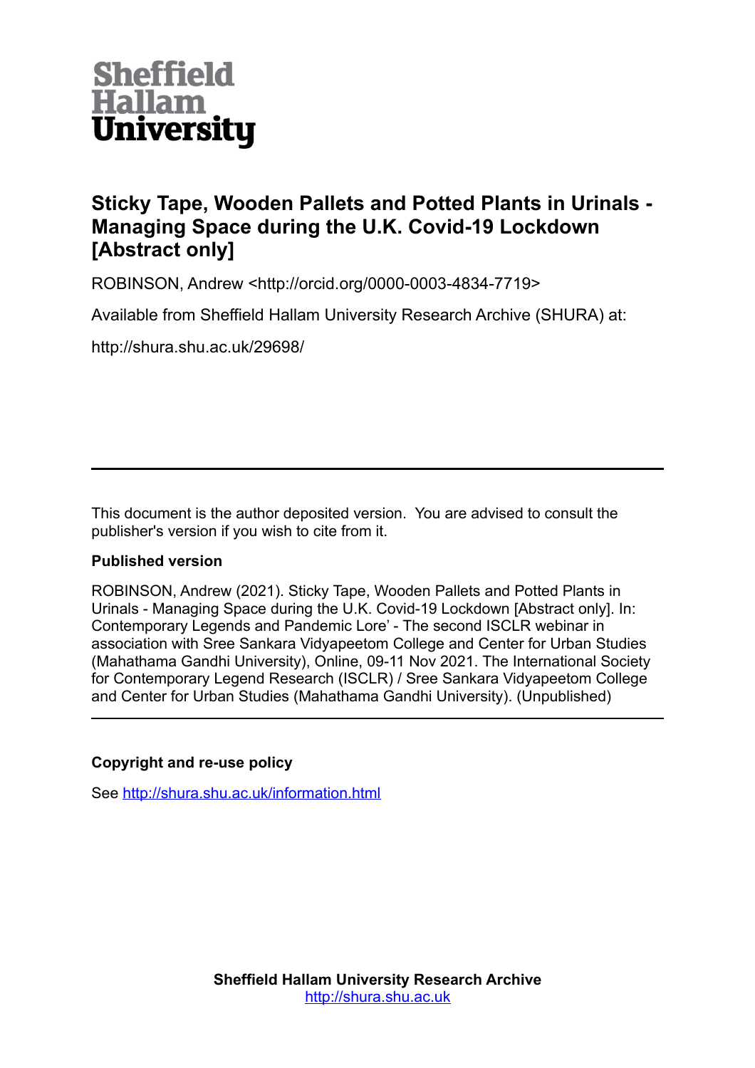Sheffield Hallam University

# Sticky Tape, Wooden Pallets and Potted Plants in Urinals - Managing Space during the U.K. Covid-19 Lockdown [Abstract only]

ROBINSON, Andrew <http://orcid.org/0000-0003-4834-7719>

Available from Sheffield Hallam University Research Archive (SHURA) at:

http://shura.shu.ac.uk/29698/

---

This document is the author deposited version. You are advised to consult the publisher's version if you wish to cite from it.

**Published version**

ROBINSON, Andrew (2021). Sticky Tape, Wooden Pallets and Potted Plants in Urinals - Managing Space during the U.K. Covid-19 Lockdown [Abstract only]. In: Contemporary Legends and Pandemic Lore' - The second ISCLR webinar in association with Sree Sankara Vidyapeetom College and Center for Urban Studies (Mahathama Gandhi University), Online, 09-11 Nov 2021. The International Society for Contemporary Legend Research (ISCLR) / Sree Sankara Vidyapeetom College and Center for Urban Studies (Mahathama Gandhi University). (Unpublished)

---

**Copyright and re-use policy**

See http://shura.shu.ac.uk/information.html

**Sheffield Hallam University Research Archive**
http://shura.shu.ac.uk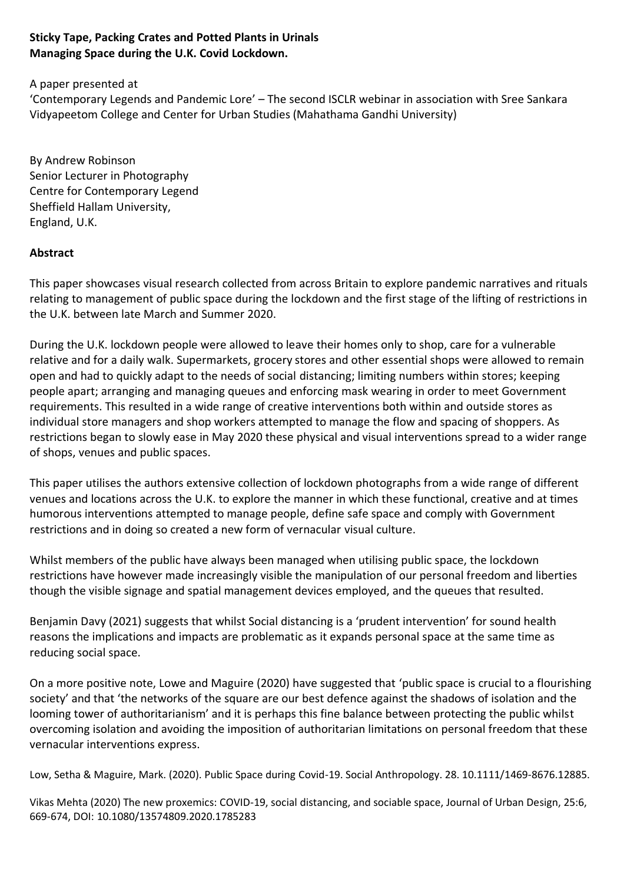**Sticky Tape, Packing Crates and Potted Plants in Urinals**
**Managing Space during the U.K. Covid Lockdown.**

A paper presented at
'Contemporary Legends and Pandemic Lore' – The second ISCLR webinar in association with Sree Sankara Vidyapeetom College and Center for Urban Studies (Mahathama Gandhi University)

By Andrew Robinson
Senior Lecturer in Photography
Centre for Contemporary Legend
Sheffield Hallam University,
England, U.K.

**Abstract**

This paper showcases visual research collected from across Britain to explore pandemic narratives and rituals relating to management of public space during the lockdown and the first stage of the lifting of restrictions in the U.K. between late March and Summer 2020.

During the U.K. lockdown people were allowed to leave their homes only to shop, care for a vulnerable relative and for a daily walk. Supermarkets, grocery stores and other essential shops were allowed to remain open and had to quickly adapt to the needs of social distancing; limiting numbers within stores; keeping people apart; arranging and managing queues and enforcing mask wearing in order to meet Government requirements. This resulted in a wide range of creative interventions both within and outside stores as individual store managers and shop workers attempted to manage the flow and spacing of shoppers. As restrictions began to slowly ease in May 2020 these physical and visual interventions spread to a wider range of shops, venues and public spaces.

This paper utilises the authors extensive collection of lockdown photographs from a wide range of different venues and locations across the U.K. to explore the manner in which these functional, creative and at times humorous interventions attempted to manage people, define safe space and comply with Government restrictions and in doing so created a new form of vernacular visual culture.

Whilst members of the public have always been managed when utilising public space, the lockdown restrictions have however made increasingly visible the manipulation of our personal freedom and liberties though the visible signage and spatial management devices employed, and the queues that resulted.

Benjamin Davy (2021) suggests that whilst Social distancing is a 'prudent intervention' for sound health reasons the implications and impacts are problematic as it expands personal space at the same time as reducing social space.

On a more positive note, Lowe and Maguire (2020) have suggested that 'public space is crucial to a flourishing society' and that 'the networks of the square are our best defence against the shadows of isolation and the looming tower of authoritarianism' and it is perhaps this fine balance between protecting the public whilst overcoming isolation and avoiding the imposition of authoritarian limitations on personal freedom that these vernacular interventions express.

Low, Setha & Maguire, Mark. (2020). Public Space during Covid-19. Social Anthropology. 28. 10.1111/1469-8676.12885.

Vikas Mehta (2020) The new proxemics: COVID-19, social distancing, and sociable space, Journal of Urban Design, 25:6, 669-674, DOI: 10.1080/13574809.2020.1785283